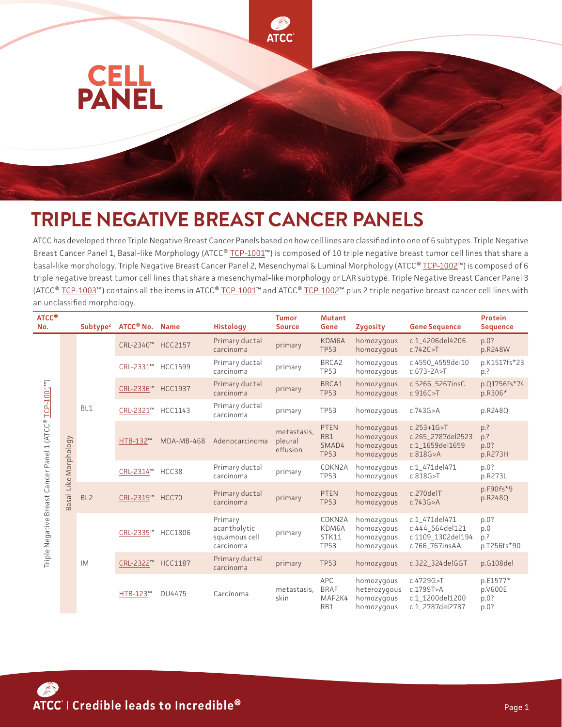# CELL PANEL

## TRIPLE NEGATIVE BREAST CANCER PANELS

ATCC has developed three Triple Negative Breast Cancer Panels based on how cell lines are classified into one of 6 subtypes. Triple Negative Breast Cancer Panel 1, Basal-like Morphology (ATCC® TCP-1001™) is composed of 10 triple negative breast tumor cell lines that share a basal-like morphology. Triple Negative Breast Cancer Panel 2, Mesenchymal & Luminal Morphology (ATCC® TCP-1002™) is composed of 6 triple negative breast tumor cell lines that share a mesenchymal-like morphology or LAR subtype. Triple Negative Breast Cancer Panel 3 (ATCC® TCP-1003™) contains all the items in ATCC® TCP-1001™ and ATCC® TCP-1002™ plus 2 triple negative breast cancer cell lines with an unclassified morphology.

| ATCC® No. | | Subtype[2] | ATCC® No. | Name | Histology | Tumor Source | Mutant Gene | Zygosity | Gene Sequence | Protein Sequence |
|---|---|---|---|---|---|---|---|---|---|---|
| Triple Negative Breast Cancer Panel 1 (ATCC® TCP-1001™) | Basal-Like Morphology | BL1 | CRL-2340™ | HCC2157 | Primary ductal carcinoma | primary | KDM6A<br>TP53 | homozygous<br>homozygous | c.1_4206del4206<br>c.742C>T | p.0?<br>p.R248W |
| | | | CRL-2331™ | HCC1599 | Primary ductal carcinoma | primary | BRCA2<br>TP53 | homozygous<br>homozygous | c.4550_4559del10<br>c.673-2A>T | p.K1517fs*23<br>p.? |
| | | | CRL-2336™ | HCC1937 | Primary ductal carcinoma | primary | BRCA1<br>TP53 | homozygous<br>homozygous | c.5266_5267insC<br>c.916C>T | p.Q1756fs*74<br>p.R306* |
| | | | CRL-2321™ | HCC1143 | Primary ductal carcinoma | primary | TP53 | homozygous | c.743G>A | p.R248Q |
| | | | HTB-132™ | MDA-MB-468 | Adenocarcinoma | metastasis, pleural effusion | PTEN<br>RB1<br>SMAD4<br>TP53 | homozygous<br>homozygous<br>homozygous<br>homozygous | c.253+1G>T<br>c.265_2787del2523<br>c.1_1659del1659<br>c.818G>A | p.?<br>p.?<br>p.0?<br>p.R273H |
| | | | CRL-2314™ | HCC38 | Primary ductal carcinoma | primary | CDKN2A<br>TP53 | homozygous<br>homozygous | c.1_471del471<br>c.818G>T | p.0?<br>p.R273L |
| | | BL2 | CRL-2315™ | HCC70 | Primary ductal carcinoma | primary | PTEN<br>TP53 | homozygous<br>homozygous | c.270delT<br>c.743G>A | p.F90fs*9<br>p.R248Q |
| | | IM | CRL-2335™ | HCC1806 | Primary acantholytic squamous cell carcinoma | primary | CDKN2A<br>KDM6A<br>STK11<br>TP53 | homozygous<br>homozygous<br>homozygous<br>homozygous | c.1_471del471<br>c.444_564del121<br>c.1109_1302del194<br>c.766_767insAA | p.0?<br>p.0<br>p.?<br>p.T256fs*90 |
| | | | CRL-2322™ | HCC1187 | Primary ductal carcinoma | primary | TP53 | homozygous | c.322_324delGGT | p.G108del |
| | | | HTB-123™ | DU4475 | Carcinoma | metastasis, skin | APC<br>BRAF<br>MAP2K4<br>RB1 | homozygous<br>heterozygous<br>homozygous<br>homozygous | c.4729G>T<br>c.1799T>A<br>c.1_1200del1200<br>c.1_2787del2787 | p.E1577*<br>p.V600E<br>p.0?<br>p.0? |

ATCC | Credible leads to Incredible®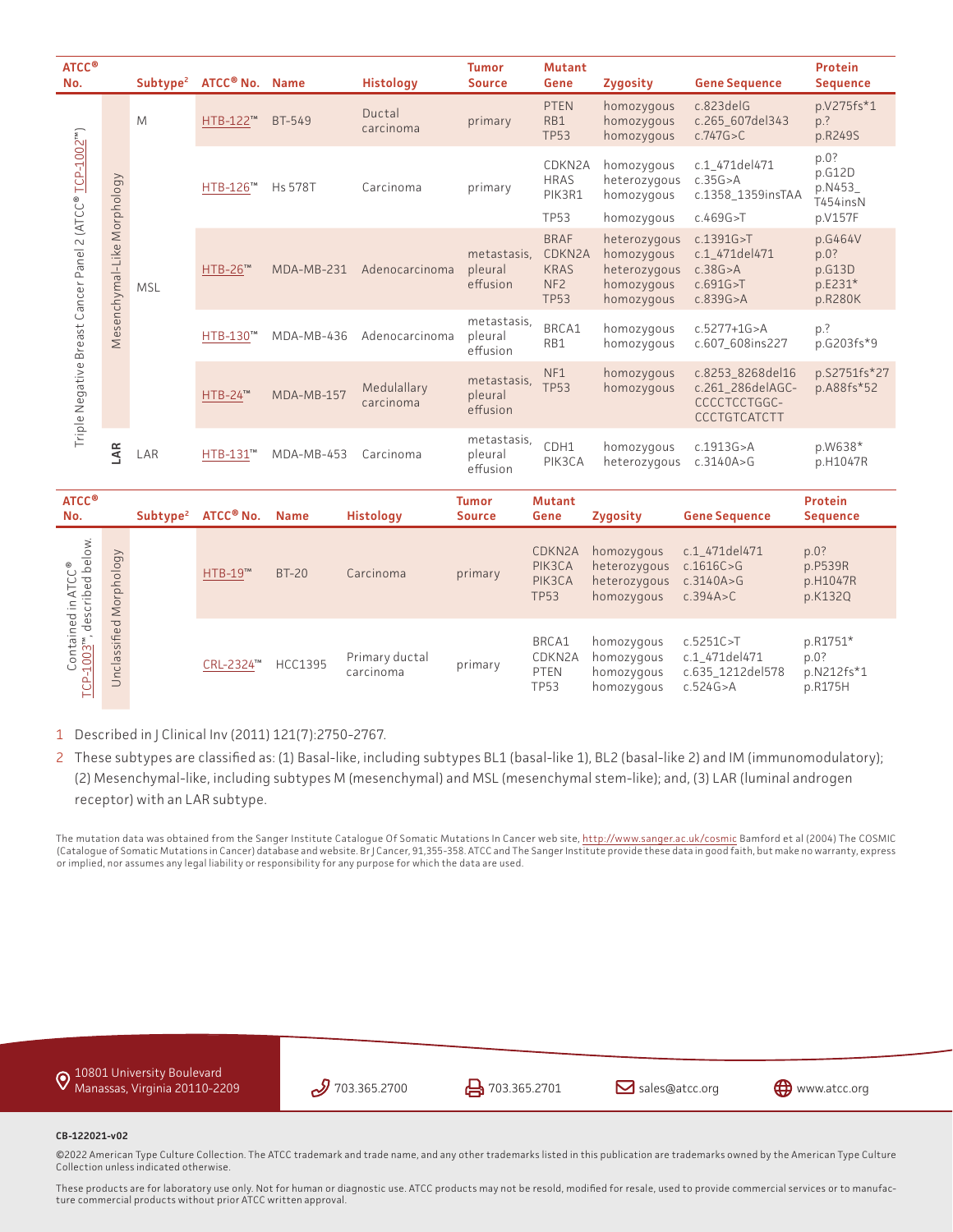| ATCC® No. | | Subtype[2] | ATCC® No. | Name | Histology | Tumor Source | Mutant Gene | Zygosity | Gene Sequence | Protein Sequence |
|---|---|---|---|---|---|---|---|---|---|---|
| Triple Negative Breast Cancer Panel 2 (ATCC® TCP-1002™) | Mesenchymal-Like Morphology | M | HTB-122™ | BT-549 | Ductal carcinoma | primary | PTEN<br>RB1<br>TP53 | homozygous<br>homozygous<br>homozygous | c.823delG<br>c.265_607del343<br>c.747G>C | p.V275fs*1<br>p.?<br>p.R249S |
| | | MSL | HTB-126™ | Hs 578T | Carcinoma | primary | CDKN2A<br>HRAS<br>PIK3R1<br>TP53 | homozygous<br>heterozygous<br>homozygous<br>homozygous | c.1_471del471<br>c.35G>A<br>c.1358_1359insTAA<br>c.469G>T | p.0?<br>p.G12D<br>p.N453_T454insN<br>p.V157F |
| | | | HTB-26™ | MDA-MB-231 | Adenocarcinoma | metastasis, pleural effusion | BRAF<br>CDKN2A<br>KRAS<br>NF2<br>TP53 | heterozygous<br>homozygous<br>heterozygous<br>homozygous<br>homozygous | c.1391G>T<br>c.1_471del471<br>c.38G>A<br>c.691G>T<br>c.839G>A | p.G464V<br>p.0?<br>p.G13D<br>p.E231*<br>p.R280K |
| | | | HTB-130™ | MDA-MB-436 | Adenocarcinoma | metastasis, pleural effusion | BRCA1<br>RB1 | homozygous<br>homozygous | c.5277+1G>A<br>c.607_608ins227 | p.?<br>p.G203fs*9 |
| | | | HTB-24™ | MDA-MB-157 | Medulallary carcinoma | metastasis, pleural effusion | NF1<br>TP53 | homozygous<br>homozygous | c.8253_8268del16<br>c.261_286delAGC-CCCCTCCTGGC-CCCTGTCATCTT | p.S2751fs*27<br>p.A88fs*52 |
| | LAR | LAR | HTB-131™ | MDA-MB-453 | Carcinoma | metastasis, pleural effusion | CDH1<br>PIK3CA | homozygous<br>heterozygous | c.1913G>A<br>c.3140A>G | p.W638*<br>p.H1047R |

| ATCC® No. | | Subtype[2] | ATCC® No. | Name | Histology | Tumor Source | Mutant Gene | Zygosity | Gene Sequence | Protein Sequence |
|---|---|---|---|---|---|---|---|---|---|---|
| Contained in ATCC® TCP-1003™, described below. | Unclassified Morphology | | HTB-19™ | BT-20 | Carcinoma | primary | CDKN2A<br>PIK3CA<br>PIK3CA<br>TP53 | homozygous<br>heterozygous<br>heterozygous<br>homozygous | c.1_471del471<br>c.1616C>G<br>c.3140A>G<br>c.394A>C | p.0?<br>p.P539R<br>p.H1047R<br>p.K132Q |
| | | | CRL-2324™ | HCC1395 | Primary ductal carcinoma | primary | BRCA1<br>CDKN2A<br>PTEN<br>TP53 | homozygous<br>homozygous<br>homozygous<br>homozygous | c.5251C>T<br>c.1_471del471<br>c.635_1212del578<br>c.524G>A | p.R1751*<br>p.0?<br>p.N212fs*1<br>p.R175H |

1 Described in J Clinical Inv (2011) 121(7):2750-2767.

2 These subtypes are classified as: (1) Basal-like, including subtypes BL1 (basal-like 1), BL2 (basal-like 2) and IM (immunomodulatory); (2) Mesenchymal-like, including subtypes M (mesenchymal) and MSL (mesenchymal stem-like); and, (3) LAR (luminal androgen receptor) with an LAR subtype.

The mutation data was obtained from the Sanger Institute Catalogue Of Somatic Mutations In Cancer web site, http://www.sanger.ac.uk/cosmic Bamford et al (2004) The COSMIC (Catalogue of Somatic Mutations in Cancer) database and website. Br J Cancer, 91,355-358. ATCC and The Sanger Institute provide these data in good faith, but make no warranty, express or implied, nor assumes any legal liability or responsibility for any purpose for which the data are used.

10801 University Boulevard
Manassas, Virginia 20110-2209

703.365.2700

703.365.2701

sales@atcc.org

www.atcc.org

**CB-122021-v02**

©2022 American Type Culture Collection. The ATCC trademark and trade name, and any other trademarks listed in this publication are trademarks owned by the American Type Culture Collection unless indicated otherwise.

These products are for laboratory use only. Not for human or diagnostic use. ATCC products may not be resold, modified for resale, used to provide commercial services or to manufacture commercial products without prior ATCC written approval.